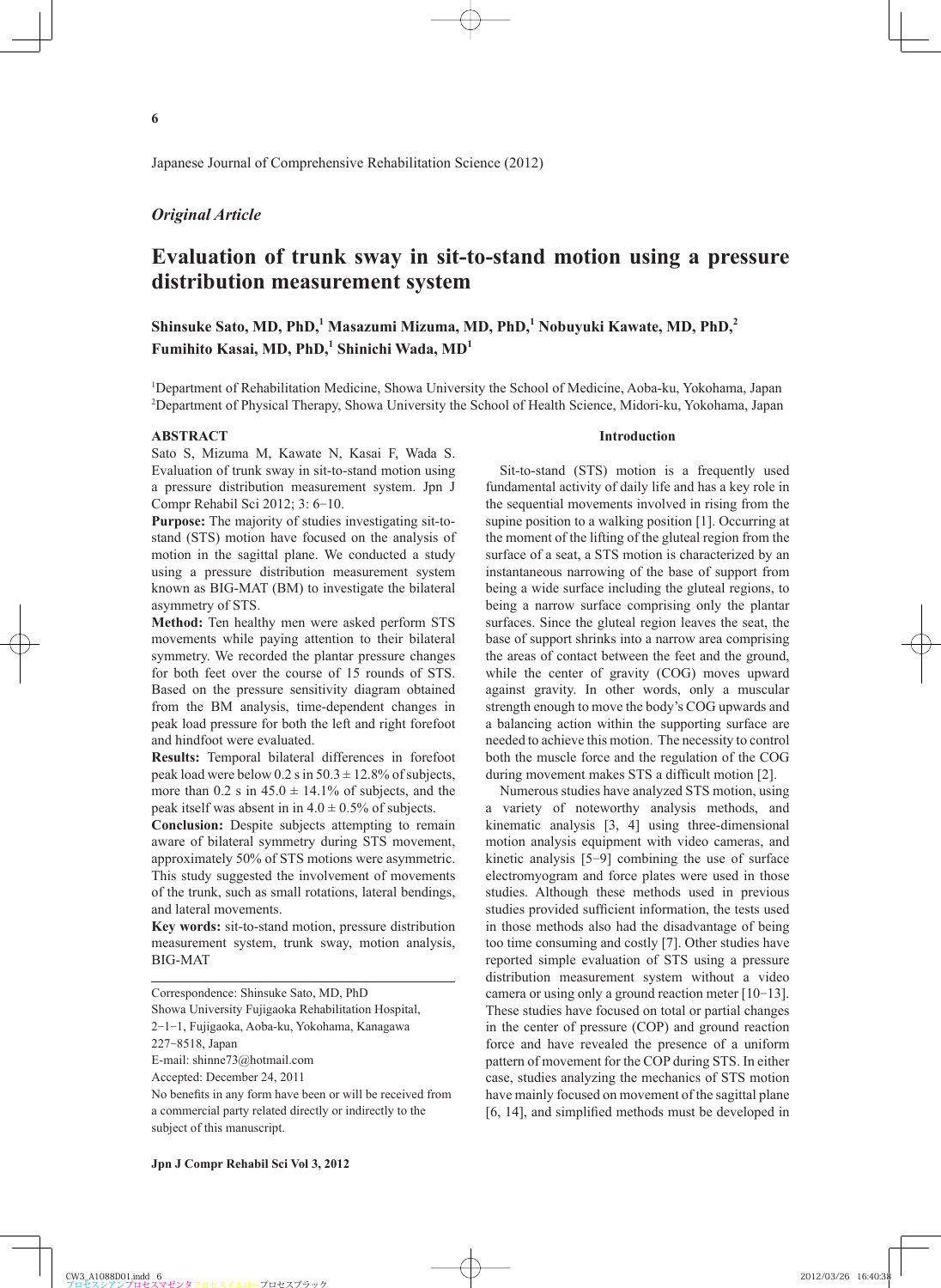*Original Article*

# Evaluation of trunk sway in sit-to-stand motion using a pressure distribution measurement system

**Shinsuke Sato, MD, PhD,[1] Masazumi Mizuma, MD, PhD,[1] Nobuyuki Kawate, MD, PhD,[2] Fumihito Kasai, MD, PhD,[1] Shinichi Wada, MD[1]**

[1]Department of Rehabilitation Medicine, Showa University the School of Medicine, Aoba-ku, Yokohama, Japan
[2]Department of Physical Therapy, Showa University the School of Health Science, Midori-ku, Yokohama, Japan

## ABSTRACT

Sato S, Mizuma M, Kawate N, Kasai F, Wada S. Evaluation of trunk sway in sit-to-stand motion using a pressure distribution measurement system. Jpn J Compr Rehabil Sci 2012; 3: 6−10.

**Purpose:** The majority of studies investigating sit-to-stand (STS) motion have focused on the analysis of motion in the sagittal plane. We conducted a study using a pressure distribution measurement system known as BIG-MAT (BM) to investigate the bilateral asymmetry of STS.

**Method:** Ten healthy men were asked perform STS movements while paying attention to their bilateral symmetry. We recorded the plantar pressure changes for both feet over the course of 15 rounds of STS. Based on the pressure sensitivity diagram obtained from the BM analysis, time-dependent changes in peak load pressure for both the left and right forefoot and hindfoot were evaluated.

**Results:** Temporal bilateral differences in forefoot peak load were below 0.2 s in 50.3 ± 12.8% of subjects, more than 0.2 s in 45.0 ± 14.1% of subjects, and the peak itself was absent in in 4.0 ± 0.5% of subjects.

**Conclusion:** Despite subjects attempting to remain aware of bilateral symmetry during STS movement, approximately 50% of STS motions were asymmetric. This study suggested the involvement of movements of the trunk, such as small rotations, lateral bendings, and lateral movements.

**Key words:** sit-to-stand motion, pressure distribution measurement system, trunk sway, motion analysis, BIG-MAT

Correspondence: Shinsuke Sato, MD, PhD
Showa University Fujigaoka Rehabilitation Hospital,
2−1−1, Fujigaoka, Aoba-ku, Yokohama, Kanagawa
227−8518, Japan
E-mail: shinne73@hotmail.com
Accepted: December 24, 2011
No benefits in any form have been or will be received from a commercial party related directly or indirectly to the subject of this manuscript.

## Introduction

Sit-to-stand (STS) motion is a frequently used fundamental activity of daily life and has a key role in the sequential movements involved in rising from the supine position to a walking position [1]. Occurring at the moment of the lifting of the gluteal region from the surface of a seat, a STS motion is characterized by an instantaneous narrowing of the base of support from being a wide surface including the gluteal regions, to being a narrow surface comprising only the plantar surfaces. Since the gluteal region leaves the seat, the base of support shrinks into a narrow area comprising the areas of contact between the feet and the ground, while the center of gravity (COG) moves upward against gravity. In other words, only a muscular strength enough to move the body's COG upwards and a balancing action within the supporting surface are needed to achieve this motion. The necessity to control both the muscle force and the regulation of the COG during movement makes STS a difficult motion [2].

Numerous studies have analyzed STS motion, using a variety of noteworthy analysis methods, and kinematic analysis [3, 4] using three-dimensional motion analysis equipment with video cameras, and kinetic analysis [5−9] combining the use of surface electromyogram and force plates were used in those studies. Although these methods used in previous studies provided sufficient information, the tests used in those methods also had the disadvantage of being too time consuming and costly [7]. Other studies have reported simple evaluation of STS using a pressure distribution measurement system without a video camera or using only a ground reaction meter [10−13]. These studies have focused on total or partial changes in the center of pressure (COP) and ground reaction force and have revealed the presence of a uniform pattern of movement for the COP during STS. In either case, studies analyzing the mechanics of STS motion have mainly focused on movement of the sagittal plane [6, 14], and simplified methods must be developed in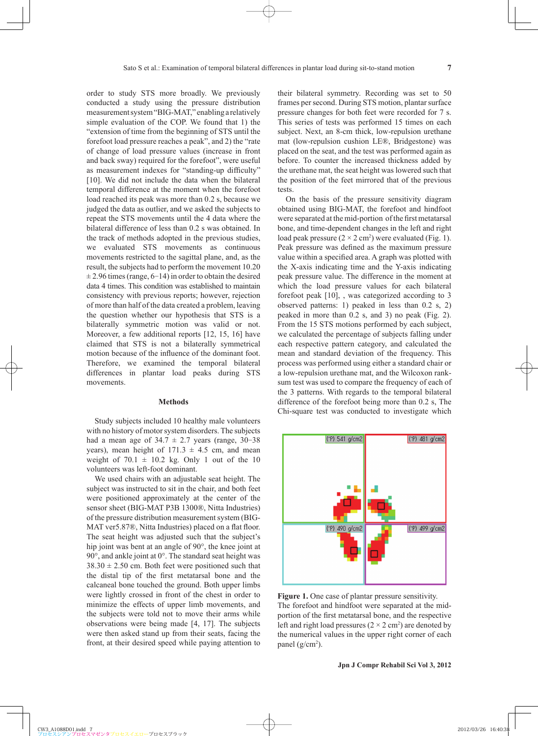order to study STS more broadly. We previously conducted a study using the pressure distribution measurement system "BIG-MAT," enabling a relatively simple evaluation of the COP. We found that 1) the "extension of time from the beginning of STS until the forefoot load pressure reaches a peak", and 2) the "rate of change of load pressure values (increase in front and back sway) required for the forefoot", were useful as measurement indexes for "standing-up difficulty" [10]. We did not include the data when the bilateral temporal difference at the moment when the forefoot load reached its peak was more than 0.2 s, because we judged the data as outlier, and we asked the subjects to repeat the STS movements until the 4 data where the bilateral difference of less than 0.2 s was obtained. In the track of methods adopted in the previous studies, we evaluated STS movements as continuous movements restricted to the sagittal plane, and, as the result, the subjects had to perform the movement 10.20 ± 2.96 times (range, 6−14) in order to obtain the desired data 4 times. This condition was established to maintain consistency with previous reports; however, rejection of more than half of the data created a problem, leaving the question whether our hypothesis that STS is a bilaterally symmetric motion was valid or not. Moreover, a few additional reports [12, 15, 16] have claimed that STS is not a bilaterally symmetrical motion because of the influence of the dominant foot. Therefore, we examined the temporal bilateral differences in plantar load peaks during STS movements.

## Methods

Study subjects included 10 healthy male volunteers with no history of motor system disorders. The subjects had a mean age of 34.7 ± 2.7 years (range, 30−38 years), mean height of 171.3 ± 4.5 cm, and mean weight of 70.1 ± 10.2 kg. Only 1 out of the 10 volunteers was left-foot dominant.

We used chairs with an adjustable seat height. The subject was instructed to sit in the chair, and both feet were positioned approximately at the center of the sensor sheet (BIG-MAT P3B 1300®, Nitta Industries) of the pressure distribution measurement system (BIG-MAT ver5.87®, Nitta Industries) placed on a flat floor. The seat height was adjusted such that the subject's hip joint was bent at an angle of 90°, the knee joint at 90°, and ankle joint at 0°. The standard seat height was 38.30 ± 2.50 cm. Both feet were positioned such that the distal tip of the first metatarsal bone and the calcaneal bone touched the ground. Both upper limbs were lightly crossed in front of the chest in order to minimize the effects of upper limb movements, and the subjects were told not to move their arms while observations were being made [4, 17]. The subjects were then asked stand up from their seats, facing the front, at their desired speed while paying attention to their bilateral symmetry. Recording was set to 50 frames per second. During STS motion, plantar surface pressure changes for both feet were recorded for 7 s. This series of tests was performed 15 times on each subject. Next, an 8-cm thick, low-repulsion urethane mat (low-repulsion cushion LE®, Bridgestone) was placed on the seat, and the test was performed again as before. To counter the increased thickness added by the urethane mat, the seat height was lowered such that the position of the feet mirrored that of the previous tests.

On the basis of the pressure sensitivity diagram obtained using BIG-MAT, the forefoot and hindfoot were separated at the mid-portion of the first metatarsal bone, and time-dependent changes in the left and right load peak pressure ($2 \times 2$ cm$^2$) were evaluated (Fig. 1). Peak pressure was defined as the maximum pressure value within a specified area. A graph was plotted with the X-axis indicating time and the Y-axis indicating peak pressure value. The difference in the moment at which the load pressure values for each bilateral forefoot peak [10], , was categorized according to 3 observed patterns: 1) peaked in less than 0.2 s, 2) peaked in more than 0.2 s, and 3) no peak (Fig. 2). From the 15 STS motions performed by each subject, we calculated the percentage of subjects falling under each respective pattern category, and calculated the mean and standard deviation of the frequency. This process was performed using either a standard chair or a low-repulsion urethane mat, and the Wilcoxon rank-sum test was used to compare the frequency of each of the 3 patterns. With regards to the temporal bilateral difference of the forefoot being more than 0.2 s, The Chi-square test was conducted to investigate which

**Figure 1.** One case of plantar pressure sensitivity. The forefoot and hindfoot were separated at the mid-portion of the first metatarsal bone, and the respective left and right load pressures ($2 \times 2$ cm$^2$) are denoted by the numerical values in the upper right corner of each panel (g/cm$^2$).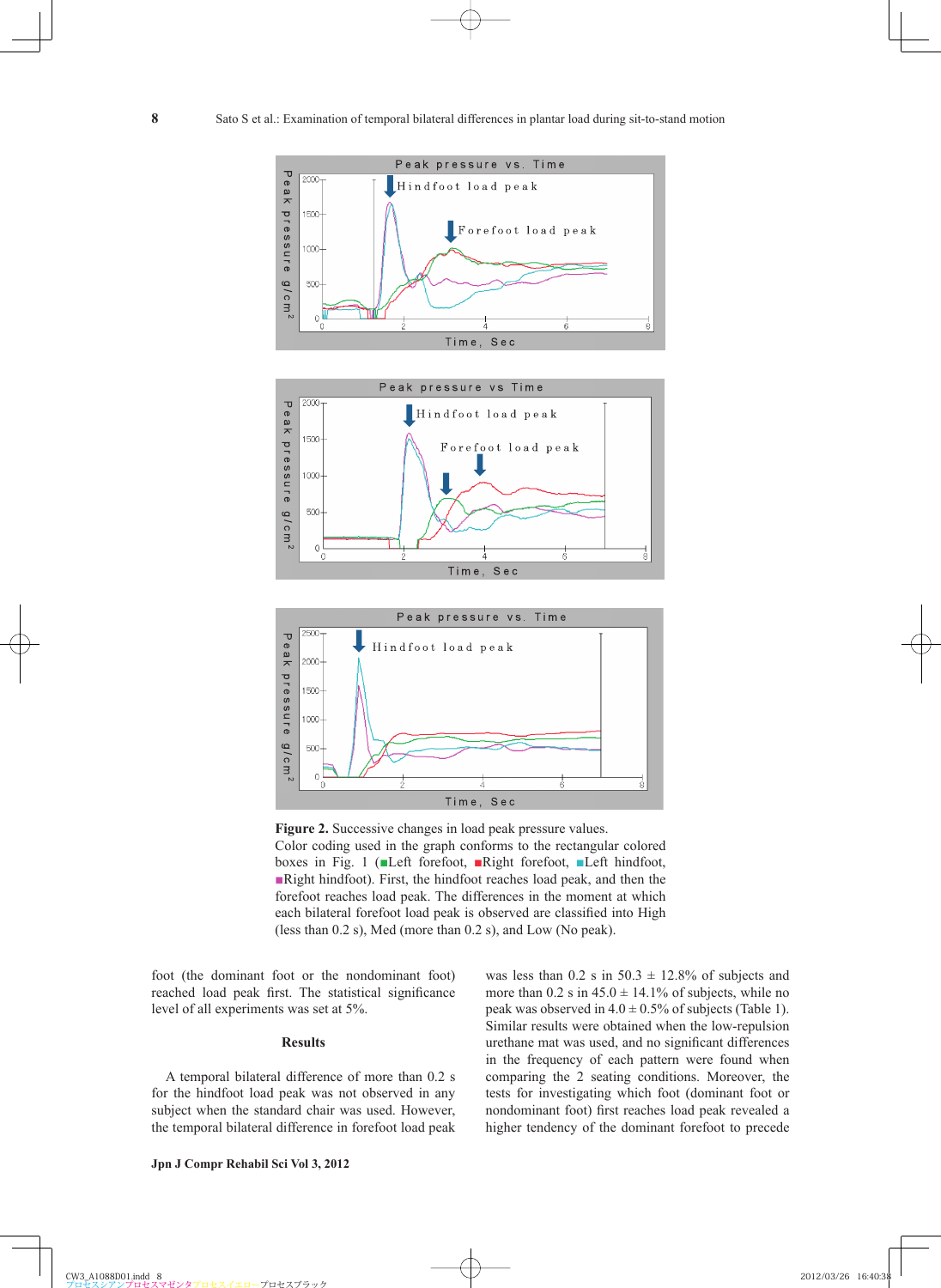**Figure 2.** Successive changes in load peak pressure values.
Color coding used in the graph conforms to the rectangular colored boxes in Fig. 1 (■Left forefoot, ■Right forefoot, ■Left hindfoot, ■Right hindfoot). First, the hindfoot reaches load peak, and then the forefoot reaches load peak. The differences in the moment at which each bilateral forefoot load peak is observed are classified into High (less than 0.2 s), Med (more than 0.2 s), and Low (No peak).

foot (the dominant foot or the nondominant foot) reached load peak first. The statistical significance level of all experiments was set at 5%.

## Results

A temporal bilateral difference of more than 0.2 s for the hindfoot load peak was not observed in any subject when the standard chair was used. However, the temporal bilateral difference in forefoot load peak was less than 0.2 s in 50.3 ± 12.8% of subjects and more than 0.2 s in 45.0 ± 14.1% of subjects, while no peak was observed in 4.0 ± 0.5% of subjects (Table 1). Similar results were obtained when the low-repulsion urethane mat was used, and no significant differences in the frequency of each pattern were found when comparing the 2 seating conditions. Moreover, the tests for investigating which foot (dominant foot or nondominant foot) first reaches load peak revealed a higher tendency of the dominant forefoot to precede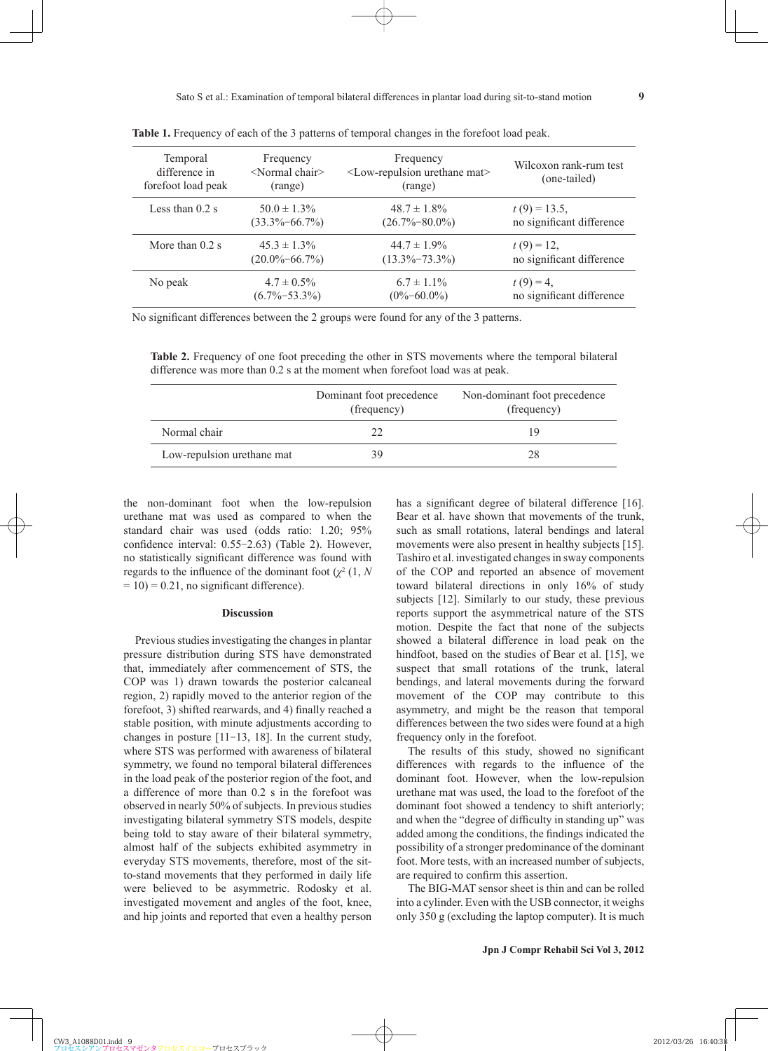**Table 1.** Frequency of each of the 3 patterns of temporal changes in the forefoot load peak.

| Temporal difference in forefoot load peak | Frequency <Normal chair> (range) | Frequency <Low-repulsion urethane mat> (range) | Wilcoxon rank-rum test (one-tailed) |
|---|---|---|---|
| Less than 0.2 s | 50.0 ± 1.3% (33.3%−66.7%) | 48.7 ± 1.8% (26.7%−80.0%) | $t$ (9) = 13.5, no significant difference |
| More than 0.2 s | 45.3 ± 1.3% (20.0%−66.7%) | 44.7 ± 1.9% (13.3%−73.3%) | $t$ (9) = 12, no significant difference |
| No peak | 4.7 ± 0.5% (6.7%−53.3%) | 6.7 ± 1.1% (0%−60.0%) | $t$ (9) = 4, no significant difference |

No significant differences between the 2 groups were found for any of the 3 patterns.

**Table 2.** Frequency of one foot preceding the other in STS movements where the temporal bilateral difference was more than 0.2 s at the moment when forefoot load was at peak.

| | Dominant foot precedence (frequency) | Non-dominant foot precedence (frequency) |
|---|---|---|
| Normal chair | 22 | 19 |
| Low-repulsion urethane mat | 39 | 28 |

the non-dominant foot when the low-repulsion urethane mat was used as compared to when the standard chair was used (odds ratio: 1.20; 95% confidence interval: 0.55−2.63) (Table 2). However, no statistically significant difference was found with regards to the influence of the dominant foot ($\chi^2$ (1, $N$ = 10) = 0.21, no significant difference).

## Discussion

Previous studies investigating the changes in plantar pressure distribution during STS have demonstrated that, immediately after commencement of STS, the COP was 1) drawn towards the posterior calcaneal region, 2) rapidly moved to the anterior region of the forefoot, 3) shifted rearwards, and 4) finally reached a stable position, with minute adjustments according to changes in posture [11−13, 18]. In the current study, where STS was performed with awareness of bilateral symmetry, we found no temporal bilateral differences in the load peak of the posterior region of the foot, and a difference of more than 0.2 s in the forefoot was observed in nearly 50% of subjects. In previous studies investigating bilateral symmetry STS models, despite being told to stay aware of their bilateral symmetry, almost half of the subjects exhibited asymmetry in everyday STS movements, therefore, most of the sit-to-stand movements that they performed in daily life were believed to be asymmetric. Rodosky et al. investigated movement and angles of the foot, knee, and hip joints and reported that even a healthy person has a significant degree of bilateral difference [16]. Bear et al. have shown that movements of the trunk, such as small rotations, lateral bendings and lateral movements were also present in healthy subjects [15]. Tashiro et al. investigated changes in sway components of the COP and reported an absence of movement toward bilateral directions in only 16% of study subjects [12]. Similarly to our study, these previous reports support the asymmetrical nature of the STS motion. Despite the fact that none of the subjects showed a bilateral difference in load peak on the hindfoot, based on the studies of Bear et al. [15], we suspect that small rotations of the trunk, lateral bendings, and lateral movements during the forward movement of the COP may contribute to this asymmetry, and might be the reason that temporal differences between the two sides were found at a high frequency only in the forefoot.

The results of this study, showed no significant differences with regards to the influence of the dominant foot. However, when the low-repulsion urethane mat was used, the load to the forefoot of the dominant foot showed a tendency to shift anteriorly; and when the "degree of difficulty in standing up" was added among the conditions, the findings indicated the possibility of a stronger predominance of the dominant foot. More tests, with an increased number of subjects, are required to confirm this assertion.

The BIG-MAT sensor sheet is thin and can be rolled into a cylinder. Even with the USB connector, it weighs only 350 g (excluding the laptop computer). It is much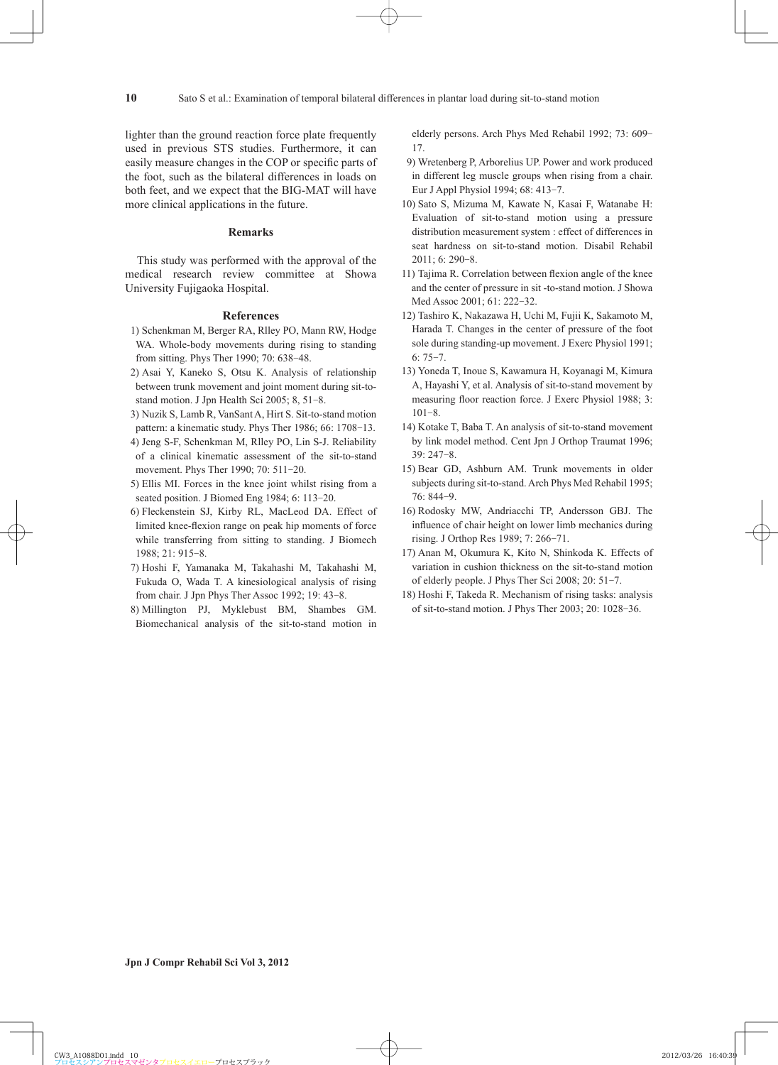lighter than the ground reaction force plate frequently used in previous STS studies. Furthermore, it can easily measure changes in the COP or specific parts of the foot, such as the bilateral differences in loads on both feet, and we expect that the BIG-MAT will have more clinical applications in the future.

## Remarks

This study was performed with the approval of the medical research review committee at Showa University Fujigaoka Hospital.

## References

1) Schenkman M, Berger RA, Rlley PO, Mann RW, Hodge WA. Whole-body movements during rising to standing from sitting. Phys Ther 1990; 70: 638−48.
2) Asai Y, Kaneko S, Otsu K. Analysis of relationship between trunk movement and joint moment during sit-to-stand motion. J Jpn Health Sci 2005; 8, 51−8.
3) Nuzik S, Lamb R, VanSant A, Hirt S. Sit-to-stand motion pattern: a kinematic study. Phys Ther 1986; 66: 1708−13.
4) Jeng S-F, Schenkman M, Rlley PO, Lin S-J. Reliability of a clinical kinematic assessment of the sit-to-stand movement. Phys Ther 1990; 70: 511−20.
5) Ellis MI. Forces in the knee joint whilst rising from a seated position. J Biomed Eng 1984; 6: 113−20.
6) Fleckenstein SJ, Kirby RL, MacLeod DA. Effect of limited knee-flexion range on peak hip moments of force while transferring from sitting to standing. J Biomech 1988; 21: 915−8.
7) Hoshi F, Yamanaka M, Takahashi M, Takahashi M, Fukuda O, Wada T. A kinesiological analysis of rising from chair. J Jpn Phys Ther Assoc 1992; 19: 43−8.
8) Millington PJ, Myklebust BM, Shambes GM. Biomechanical analysis of the sit-to-stand motion in elderly persons. Arch Phys Med Rehabil 1992; 73: 609−17.
9) Wretenberg P, Arborelius UP. Power and work produced in different leg muscle groups when rising from a chair. Eur J Appl Physiol 1994; 68: 413−7.
10) Sato S, Mizuma M, Kawate N, Kasai F, Watanabe H: Evaluation of sit-to-stand motion using a pressure distribution measurement system : effect of differences in seat hardness on sit-to-stand motion. Disabil Rehabil 2011; 6: 290−8.
11) Tajima R. Correlation between flexion angle of the knee and the center of pressure in sit -to-stand motion. J Showa Med Assoc 2001; 61: 222−32.
12) Tashiro K, Nakazawa H, Uchi M, Fujii K, Sakamoto M, Harada T. Changes in the center of pressure of the foot sole during standing-up movement. J Exerc Physiol 1991; 6: 75−7.
13) Yoneda T, Inoue S, Kawamura H, Koyanagi M, Kimura A, Hayashi Y, et al. Analysis of sit-to-stand movement by measuring floor reaction force. J Exerc Physiol 1988; 3: 101−8.
14) Kotake T, Baba T. An analysis of sit-to-stand movement by link model method. Cent Jpn J Orthop Traumat 1996; 39: 247−8.
15) Bear GD, Ashburn AM. Trunk movements in older subjects during sit-to-stand. Arch Phys Med Rehabil 1995; 76: 844−9.
16) Rodosky MW, Andriacchi TP, Andersson GBJ. The influence of chair height on lower limb mechanics during rising. J Orthop Res 1989; 7: 266−71.
17) Anan M, Okumura K, Kito N, Shinkoda K. Effects of variation in cushion thickness on the sit-to-stand motion of elderly people. J Phys Ther Sci 2008; 20: 51−7.
18) Hoshi F, Takeda R. Mechanism of rising tasks: analysis of sit-to-stand motion. J Phys Ther 2003; 20: 1028−36.